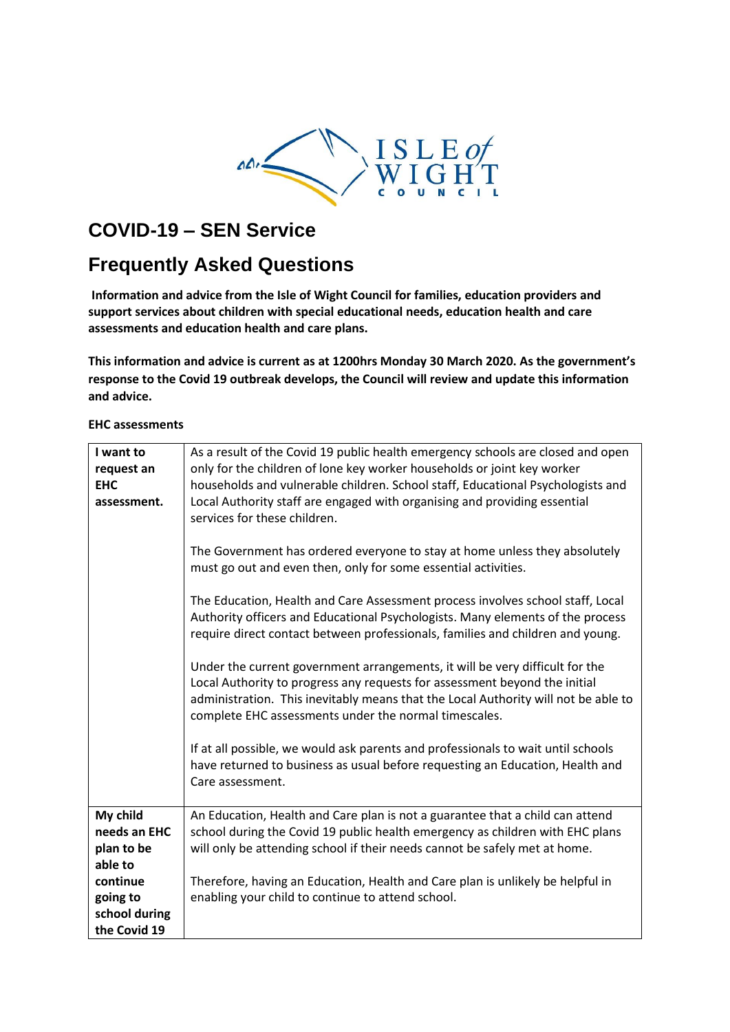# COVID-19 – SEN Service

# Frequently Asked Questions

**Information and advice from the Isle of Wight Council for families, education providers and support services about children with special educational needs, education health and care assessments and education health and care plans.**

**This information and advice is current as at 1200hrs Monday 30 March 2020. As the government's response to the Covid 19 outbreak develops, the Council will review and update this information and advice.**

**EHC assessments**

| | |
|---|---|
| **I want to request an EHC assessment.** | As a result of the Covid 19 public health emergency schools are closed and open only for the children of lone key worker households or joint key worker households and vulnerable children. School staff, Educational Psychologists and Local Authority staff are engaged with organising and providing essential services for these children.<br><br>The Government has ordered everyone to stay at home unless they absolutely must go out and even then, only for some essential activities.<br><br>The Education, Health and Care Assessment process involves school staff, Local Authority officers and Educational Psychologists. Many elements of the process require direct contact between professionals, families and children and young.<br><br>Under the current government arrangements, it will be very difficult for the Local Authority to progress any requests for assessment beyond the initial administration. This inevitably means that the Local Authority will not be able to complete EHC assessments under the normal timescales.<br><br>If at all possible, we would ask parents and professionals to wait until schools have returned to business as usual before requesting an Education, Health and Care assessment. |
| **My child needs an EHC plan to be able to continue going to school during the Covid 19** | An Education, Health and Care plan is not a guarantee that a child can attend school during the Covid 19 public health emergency as children with EHC plans will only be attending school if their needs cannot be safely met at home.<br><br>Therefore, having an Education, Health and Care plan is unlikely be helpful in enabling your child to continue to attend school. |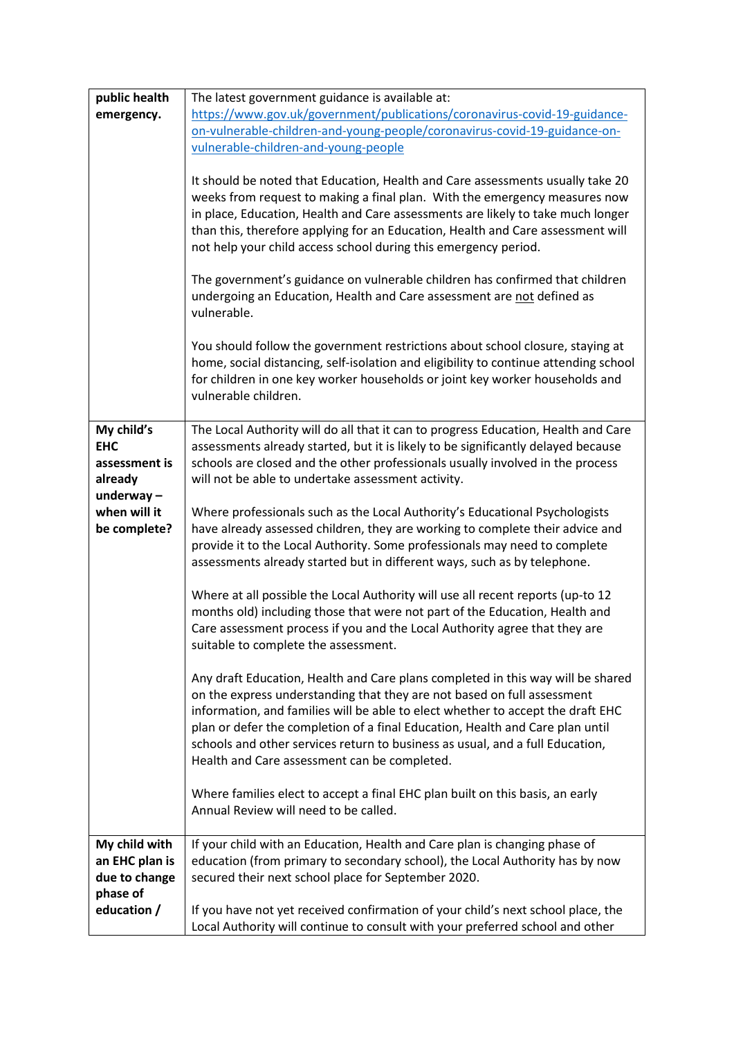| | |
|---|---|
| **public health emergency.** | The latest government guidance is available at: [https://www.gov.uk/government/publications/coronavirus-covid-19-guidance-on-vulnerable-children-and-young-people/coronavirus-covid-19-guidance-on-vulnerable-children-and-young-people](https://www.gov.uk/government/publications/coronavirus-covid-19-guidance-on-vulnerable-children-and-young-people/coronavirus-covid-19-guidance-on-vulnerable-children-and-young-people)<br><br>It should be noted that Education, Health and Care assessments usually take 20 weeks from request to making a final plan. With the emergency measures now in place, Education, Health and Care assessments are likely to take much longer than this, therefore applying for an Education, Health and Care assessment will not help your child access school during this emergency period.<br><br>The government's guidance on vulnerable children has confirmed that children undergoing an Education, Health and Care assessment are <u>not</u> defined as vulnerable.<br><br>You should follow the government restrictions about school closure, staying at home, social distancing, self-isolation and eligibility to continue attending school for children in one key worker households or joint key worker households and vulnerable children. |
| **My child's EHC assessment is already underway – when will it be complete?** | The Local Authority will do all that it can to progress Education, Health and Care assessments already started, but it is likely to be significantly delayed because schools are closed and the other professionals usually involved in the process will not be able to undertake assessment activity.<br><br>Where professionals such as the Local Authority's Educational Psychologists have already assessed children, they are working to complete their advice and provide it to the Local Authority. Some professionals may need to complete assessments already started but in different ways, such as by telephone.<br><br>Where at all possible the Local Authority will use all recent reports (up-to 12 months old) including those that were not part of the Education, Health and Care assessment process if you and the Local Authority agree that they are suitable to complete the assessment.<br><br>Any draft Education, Health and Care plans completed in this way will be shared on the express understanding that they are not based on full assessment information, and families will be able to elect whether to accept the draft EHC plan or defer the completion of a final Education, Health and Care plan until schools and other services return to business as usual, and a full Education, Health and Care assessment can be completed.<br><br>Where families elect to accept a final EHC plan built on this basis, an early Annual Review will need to be called. |
| **My child with an EHC plan is due to change phase of education /** | If your child with an Education, Health and Care plan is changing phase of education (from primary to secondary school), the Local Authority has by now secured their next school place for September 2020.<br><br>If you have not yet received confirmation of your child's next school place, the Local Authority will continue to consult with your preferred school and other |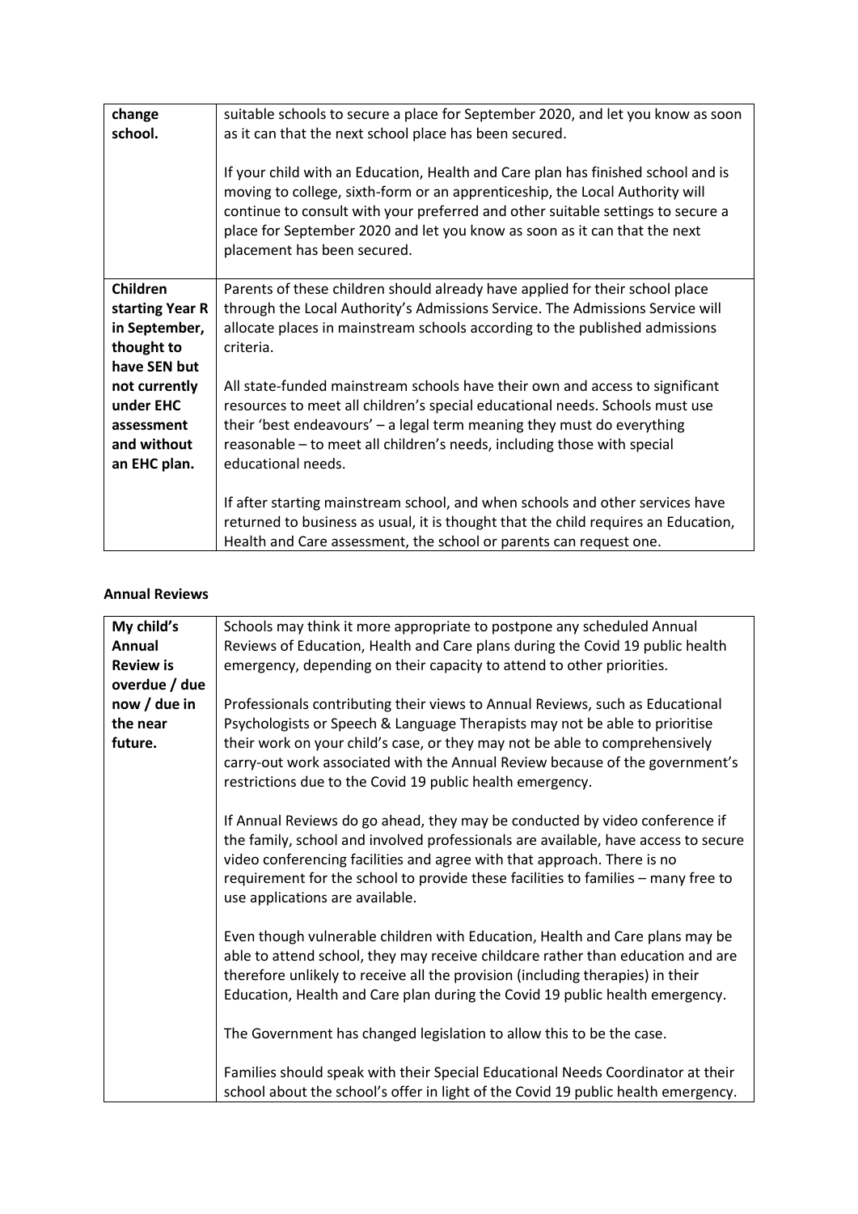| change school. | suitable schools to secure a place for September 2020, and let you know as soon as it can that the next school place has been secured.<br><br>If your child with an Education, Health and Care plan has finished school and is moving to college, sixth-form or an apprenticeship, the Local Authority will continue to consult with your preferred and other suitable settings to secure a place for September 2020 and let you know as soon as it can that the next placement has been secured. |
|---|---|
| **Children starting Year R in September, thought to have SEN but not currently under EHC assessment and without an EHC plan.** | Parents of these children should already have applied for their school place through the Local Authority's Admissions Service. The Admissions Service will allocate places in mainstream schools according to the published admissions criteria.<br><br>All state-funded mainstream schools have their own and access to significant resources to meet all children's special educational needs. Schools must use their 'best endeavours' – a legal term meaning they must do everything reasonable – to meet all children's needs, including those with special educational needs.<br><br>If after starting mainstream school, and when schools and other services have returned to business as usual, it is thought that the child requires an Education, Health and Care assessment, the school or parents can request one. |

**Annual Reviews**

| **My child's Annual Review is overdue / due now / due in the near future.** | Schools may think it more appropriate to postpone any scheduled Annual Reviews of Education, Health and Care plans during the Covid 19 public health emergency, depending on their capacity to attend to other priorities.<br><br>Professionals contributing their views to Annual Reviews, such as Educational Psychologists or Speech & Language Therapists may not be able to prioritise their work on your child's case, or they may not be able to comprehensively carry-out work associated with the Annual Review because of the government's restrictions due to the Covid 19 public health emergency.<br><br>If Annual Reviews do go ahead, they may be conducted by video conference if the family, school and involved professionals are available, have access to secure video conferencing facilities and agree with that approach. There is no requirement for the school to provide these facilities to families – many free to use applications are available.<br><br>Even though vulnerable children with Education, Health and Care plans may be able to attend school, they may receive childcare rather than education and are therefore unlikely to receive all the provision (including therapies) in their Education, Health and Care plan during the Covid 19 public health emergency.<br><br>The Government has changed legislation to allow this to be the case.<br><br>Families should speak with their Special Educational Needs Coordinator at their school about the school's offer in light of the Covid 19 public health emergency. |
|---|---|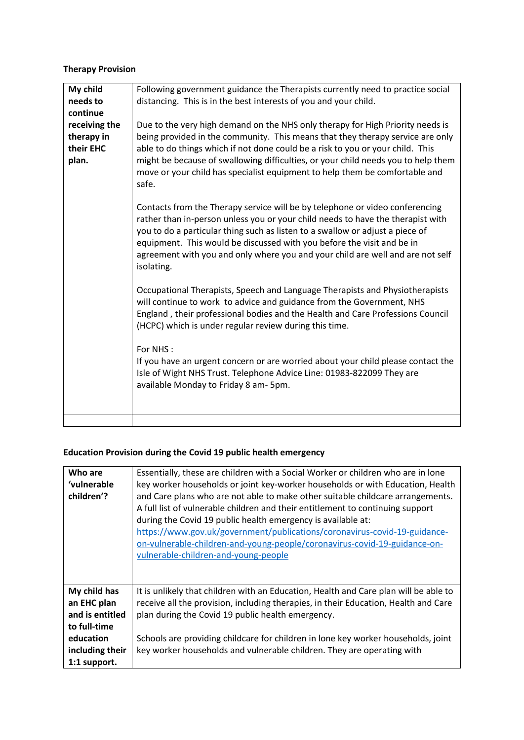**Therapy Provision**

| **My child needs to continue receiving the therapy in their EHC plan.** | Following government guidance the Therapists currently need to practice social distancing. This is in the best interests of you and your child.<br><br>Due to the very high demand on the NHS only therapy for High Priority needs is being provided in the community. This means that they therapy service are only able to do things which if not done could be a risk to you or your child. This might be because of swallowing difficulties, or your child needs you to help them move or your child has specialist equipment to help them be comfortable and safe.<br><br>Contacts from the Therapy service will be by telephone or video conferencing rather than in-person unless you or your child needs to have the therapist with you to do a particular thing such as listen to a swallow or adjust a piece of equipment. This would be discussed with you before the visit and be in agreement with you and only where you and your child are well and are not self isolating.<br><br>Occupational Therapists, Speech and Language Therapists and Physiotherapists will continue to work to advice and guidance from the Government, NHS England , their professional bodies and the Health and Care Professions Council (HCPC) which is under regular review during this time.<br><br>For NHS :<br>If you have an urgent concern or are worried about your child please contact the Isle of Wight NHS Trust. Telephone Advice Line: 01983-822099 They are available Monday to Friday 8 am- 5pm. |
|---|---|
| | |

**Education Provision during the Covid 19 public health emergency**

| **Who are 'vulnerable children'?** | Essentially, these are children with a Social Worker or children who are in lone key worker households or joint key-worker households or with Education, Health and Care plans who are not able to make other suitable childcare arrangements. A full list of vulnerable children and their entitlement to continuing support during the Covid 19 public health emergency is available at: [https://www.gov.uk/government/publications/coronavirus-covid-19-guidance-on-vulnerable-children-and-young-people/coronavirus-covid-19-guidance-on-vulnerable-children-and-young-people](https://www.gov.uk/government/publications/coronavirus-covid-19-guidance-on-vulnerable-children-and-young-people/coronavirus-covid-19-guidance-on-vulnerable-children-and-young-people) |
|---|---|
| **My child has an EHC plan and is entitled to full-time education including their 1:1 support.** | It is unlikely that children with an Education, Health and Care plan will be able to receive all the provision, including therapies, in their Education, Health and Care plan during the Covid 19 public health emergency.<br><br>Schools are providing childcare for children in lone key worker households, joint key worker households and vulnerable children. They are operating with |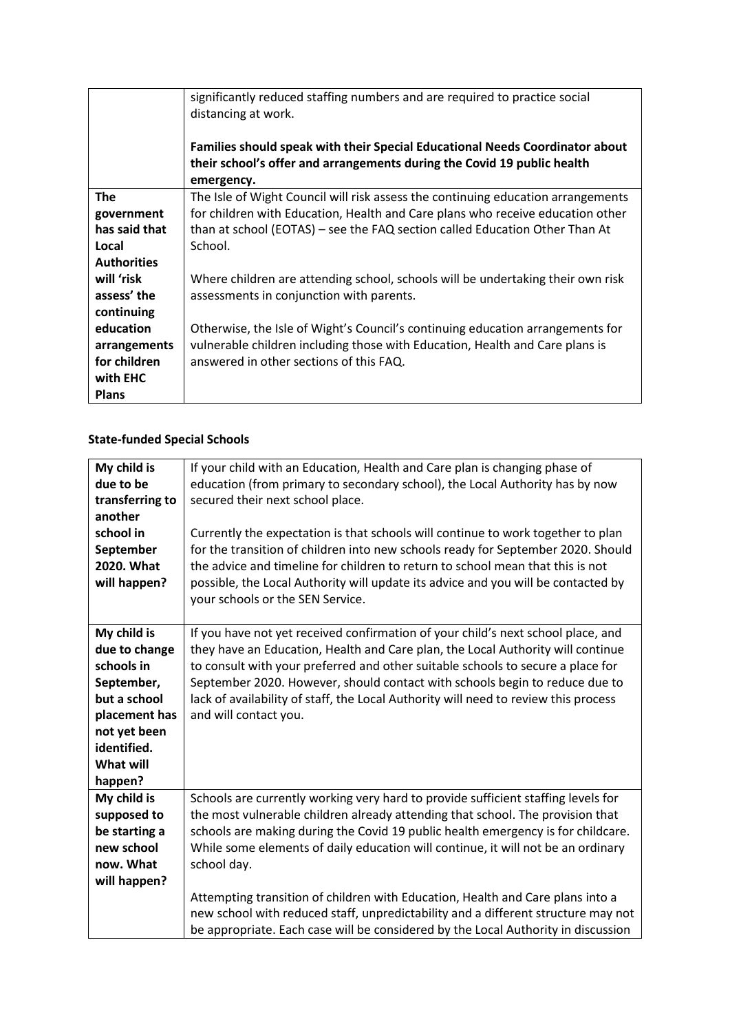| | |
|---|---|
| | significantly reduced staffing numbers and are required to practice social distancing at work.<br><br>**Families should speak with their Special Educational Needs Coordinator about their school's offer and arrangements during the Covid 19 public health emergency.** |
| **The government has said that Local Authorities will 'risk assess' the continuing education arrangements for children with EHC Plans** | The Isle of Wight Council will risk assess the continuing education arrangements for children with Education, Health and Care plans who receive education other than at school (EOTAS) – see the FAQ section called Education Other Than At School.<br><br>Where children are attending school, schools will be undertaking their own risk assessments in conjunction with parents.<br><br>Otherwise, the Isle of Wight's Council's continuing education arrangements for vulnerable children including those with Education, Health and Care plans is answered in other sections of this FAQ. |

**State-funded Special Schools**

| | |
|---|---|
| **My child is due to be transferring to another school in September 2020. What will happen?** | If your child with an Education, Health and Care plan is changing phase of education (from primary to secondary school), the Local Authority has by now secured their next school place.<br><br>Currently the expectation is that schools will continue to work together to plan for the transition of children into new schools ready for September 2020. Should the advice and timeline for children to return to school mean that this is not possible, the Local Authority will update its advice and you will be contacted by your schools or the SEN Service. |
| **My child is due to change schools in September, but a school placement has not yet been identified. What will happen?** | If you have not yet received confirmation of your child's next school place, and they have an Education, Health and Care plan, the Local Authority will continue to consult with your preferred and other suitable schools to secure a place for September 2020. However, should contact with schools begin to reduce due to lack of availability of staff, the Local Authority will need to review this process and will contact you. |
| **My child is supposed to be starting a new school now. What will happen?** | Schools are currently working very hard to provide sufficient staffing levels for the most vulnerable children already attending that school. The provision that schools are making during the Covid 19 public health emergency is for childcare. While some elements of daily education will continue, it will not be an ordinary school day.<br><br>Attempting transition of children with Education, Health and Care plans into a new school with reduced staff, unpredictability and a different structure may not be appropriate. Each case will be considered by the Local Authority in discussion |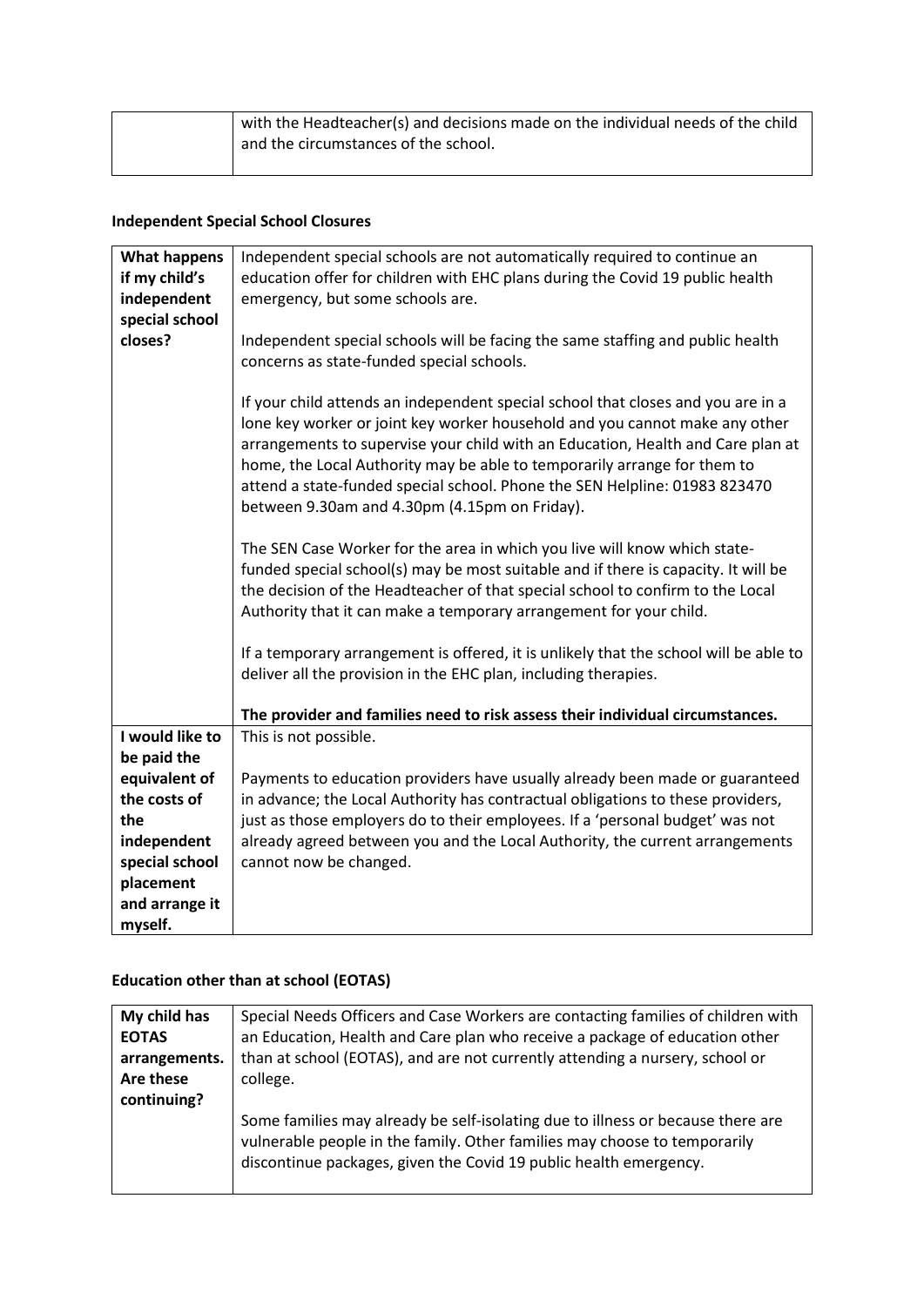| | |
|---|---|
| | with the Headteacher(s) and decisions made on the individual needs of the child and the circumstances of the school. |

**Independent Special School Closures**

| | |
|---|---|
| **What happens if my child's independent special school closes?** | Independent special schools are not automatically required to continue an education offer for children with EHC plans during the Covid 19 public health emergency, but some schools are.<br><br>Independent special schools will be facing the same staffing and public health concerns as state-funded special schools.<br><br>If your child attends an independent special school that closes and you are in a lone key worker or joint key worker household and you cannot make any other arrangements to supervise your child with an Education, Health and Care plan at home, the Local Authority may be able to temporarily arrange for them to attend a state-funded special school. Phone the SEN Helpline: 01983 823470 between 9.30am and 4.30pm (4.15pm on Friday).<br><br>The SEN Case Worker for the area in which you live will know which state-funded special school(s) may be most suitable and if there is capacity. It will be the decision of the Headteacher of that special school to confirm to the Local Authority that it can make a temporary arrangement for your child.<br><br>If a temporary arrangement is offered, it is unlikely that the school will be able to deliver all the provision in the EHC plan, including therapies.<br><br>**The provider and families need to risk assess their individual circumstances.** |
| **I would like to be paid the equivalent of the costs of the independent special school placement and arrange it myself.** | This is not possible.<br><br>Payments to education providers have usually already been made or guaranteed in advance; the Local Authority has contractual obligations to these providers, just as those employers do to their employees. If a 'personal budget' was not already agreed between you and the Local Authority, the current arrangements cannot now be changed. |

**Education other than at school (EOTAS)**

| | |
|---|---|
| **My child has EOTAS arrangements. Are these continuing?** | Special Needs Officers and Case Workers are contacting families of children with an Education, Health and Care plan who receive a package of education other than at school (EOTAS), and are not currently attending a nursery, school or college.<br><br>Some families may already be self-isolating due to illness or because there are vulnerable people in the family. Other families may choose to temporarily discontinue packages, given the Covid 19 public health emergency. |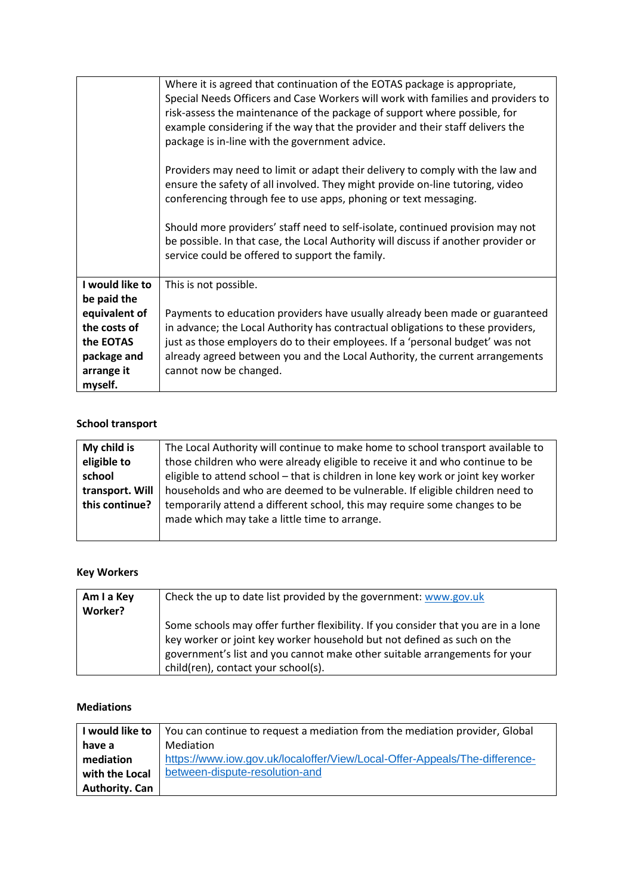| | |
|---|---|
| | Where it is agreed that continuation of the EOTAS package is appropriate, Special Needs Officers and Case Workers will work with families and providers to risk-assess the maintenance of the package of support where possible, for example considering if the way that the provider and their staff delivers the package is in-line with the government advice.<br><br>Providers may need to limit or adapt their delivery to comply with the law and ensure the safety of all involved. They might provide on-line tutoring, video conferencing through fee to use apps, phoning or text messaging.<br><br>Should more providers' staff need to self-isolate, continued provision may not be possible. In that case, the Local Authority will discuss if another provider or service could be offered to support the family. |
| **I would like to be paid the equivalent of the costs of the EOTAS package and arrange it myself.** | This is not possible.<br><br>Payments to education providers have usually already been made or guaranteed in advance; the Local Authority has contractual obligations to these providers, just as those employers do to their employees. If a 'personal budget' was not already agreed between you and the Local Authority, the current arrangements cannot now be changed. |

**School transport**

| | |
|---|---|
| **My child is eligible to school transport. Will this continue?** | The Local Authority will continue to make home to school transport available to those children who were already eligible to receive it and who continue to be eligible to attend school – that is children in lone key work or joint key worker households and who are deemed to be vulnerable. If eligible children need to temporarily attend a different school, this may require some changes to be made which may take a little time to arrange. |

**Key Workers**

| | |
|---|---|
| **Am I a Key Worker?** | Check the up to date list provided by the government: [www.gov.uk](www.gov.uk)<br><br>Some schools may offer further flexibility. If you consider that you are in a lone key worker or joint key worker household but not defined as such on the government's list and you cannot make other suitable arrangements for your child(ren), contact your school(s). |

**Mediations**

| | |
|---|---|
| **I would like to have a mediation with the Local Authority. Can** | You can continue to request a mediation from the mediation provider, Global Mediation<br>[https://www.iow.gov.uk/localoffer/View/Local-Offer-Appeals/The-difference-between-dispute-resolution-and](https://www.iow.gov.uk/localoffer/View/Local-Offer-Appeals/The-difference-between-dispute-resolution-and) |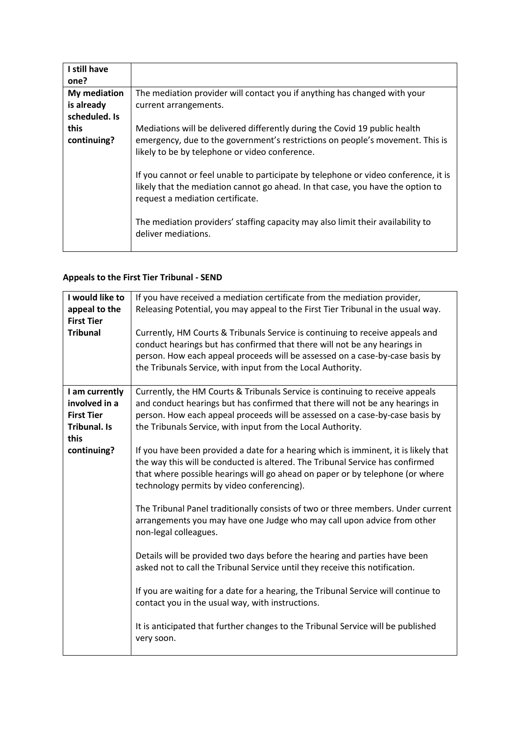| I still have one? | |
| --- | --- |
| **My mediation is already scheduled. Is this continuing?** | The mediation provider will contact you if anything has changed with your current arrangements.<br><br>Mediations will be delivered differently during the Covid 19 public health emergency, due to the government's restrictions on people's movement. This is likely to be by telephone or video conference.<br><br>If you cannot or feel unable to participate by telephone or video conference, it is likely that the mediation cannot go ahead. In that case, you have the option to request a mediation certificate.<br><br>The mediation providers' staffing capacity may also limit their availability to deliver mediations. |

### Appeals to the First Tier Tribunal - SEND

| I would like to appeal to the First Tier Tribunal | If you have received a mediation certificate from the mediation provider, Releasing Potential, you may appeal to the First Tier Tribunal in the usual way.<br><br>Currently, HM Courts & Tribunals Service is continuing to receive appeals and conduct hearings but has confirmed that there will not be any hearings in person. How each appeal proceeds will be assessed on a case-by-case basis by the Tribunals Service, with input from the Local Authority. |
| --- | --- |
| **I am currently involved in a First Tier Tribunal. Is this continuing?** | Currently, the HM Courts & Tribunals Service is continuing to receive appeals and conduct hearings but has confirmed that there will not be any hearings in person. How each appeal proceeds will be assessed on a case-by-case basis by the Tribunals Service, with input from the Local Authority.<br><br>If you have been provided a date for a hearing which is imminent, it is likely that the way this will be conducted is altered. The Tribunal Service has confirmed that where possible hearings will go ahead on paper or by telephone (or where technology permits by video conferencing).<br><br>The Tribunal Panel traditionally consists of two or three members. Under current arrangements you may have one Judge who may call upon advice from other non-legal colleagues.<br><br>Details will be provided two days before the hearing and parties have been asked not to call the Tribunal Service until they receive this notification.<br><br>If you are waiting for a date for a hearing, the Tribunal Service will continue to contact you in the usual way, with instructions.<br><br>It is anticipated that further changes to the Tribunal Service will be published very soon. |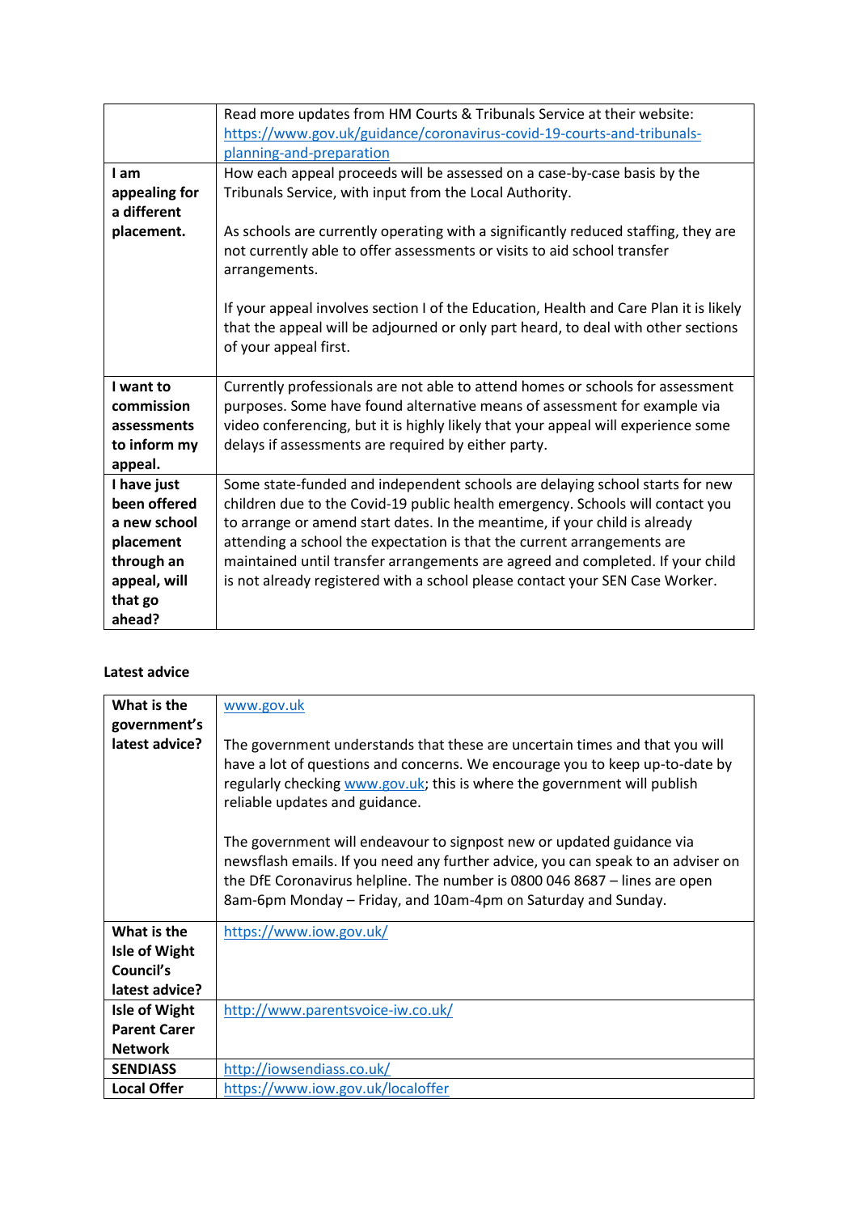| | |
|---|---|
| | Read more updates from HM Courts & Tribunals Service at their website: https://www.gov.uk/guidance/coronavirus-covid-19-courts-and-tribunals-planning-and-preparation |
| **I am appealing for a different placement.** | How each appeal proceeds will be assessed on a case-by-case basis by the Tribunals Service, with input from the Local Authority.<br><br>As schools are currently operating with a significantly reduced staffing, they are not currently able to offer assessments or visits to aid school transfer arrangements.<br><br>If your appeal involves section I of the Education, Health and Care Plan it is likely that the appeal will be adjourned or only part heard, to deal with other sections of your appeal first. |
| **I want to commission assessments to inform my appeal.** | Currently professionals are not able to attend homes or schools for assessment purposes. Some have found alternative means of assessment for example via video conferencing, but it is highly likely that your appeal will experience some delays if assessments are required by either party. |
| **I have just been offered a new school placement through an appeal, will that go ahead?** | Some state-funded and independent schools are delaying school starts for new children due to the Covid-19 public health emergency. Schools will contact you to arrange or amend start dates. In the meantime, if your child is already attending a school the expectation is that the current arrangements are maintained until transfer arrangements are agreed and completed. If your child is not already registered with a school please contact your SEN Case Worker. |

**Latest advice**

| | |
|---|---|
| **What is the government's latest advice?** | www.gov.uk<br><br>The government understands that these are uncertain times and that you will have a lot of questions and concerns. We encourage you to keep up-to-date by regularly checking www.gov.uk; this is where the government will publish reliable updates and guidance.<br><br>The government will endeavour to signpost new or updated guidance via newsflash emails. If you need any further advice, you can speak to an adviser on the DfE Coronavirus helpline. The number is 0800 046 8687 – lines are open 8am-6pm Monday – Friday, and 10am-4pm on Saturday and Sunday. |
| **What is the Isle of Wight Council's latest advice?** | https://www.iow.gov.uk/ |
| **Isle of Wight Parent Carer Network** | http://www.parentsvoice-iw.co.uk/ |
| **SENDIASS** | http://iowsendiass.co.uk/ |
| **Local Offer** | https://www.iow.gov.uk/localoffer |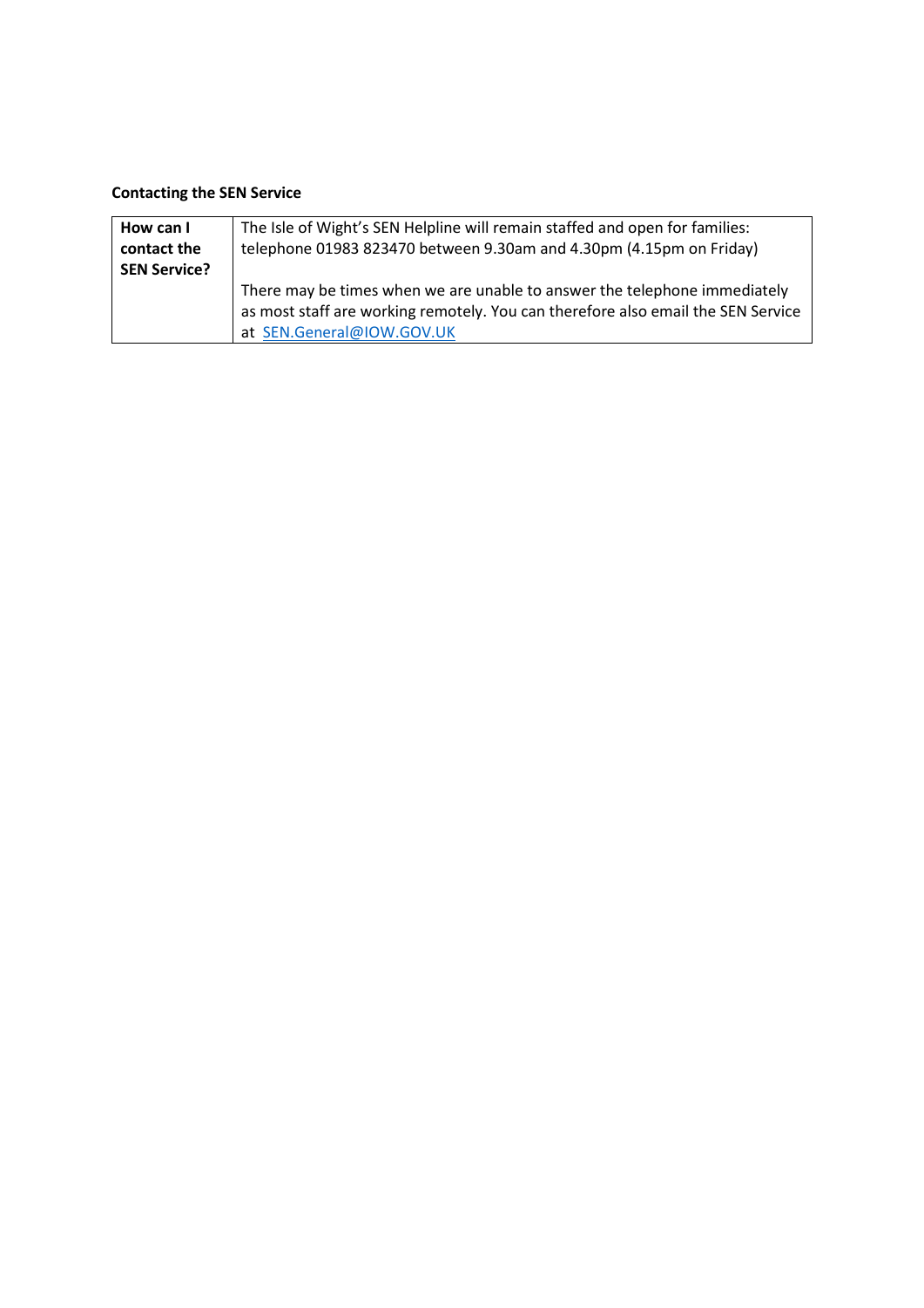**Contacting the SEN Service**

| | |
|---|---|
| **How can I contact the SEN Service?** | The Isle of Wight's SEN Helpline will remain staffed and open for families: telephone 01983 823470 between 9.30am and 4.30pm (4.15pm on Friday)<br><br>There may be times when we are unable to answer the telephone immediately as most staff are working remotely. You can therefore also email the SEN Service at SEN.General@IOW.GOV.UK |